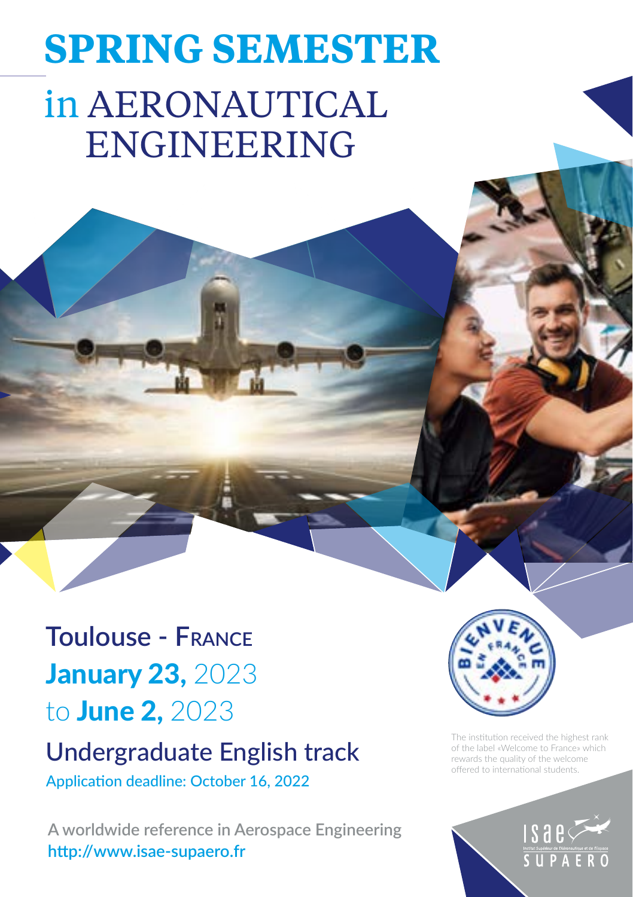# SPRING SEMESTER

## in AERONAUTICAL ENGINEERING

**Toulouse - France**

**January 23,** 2023

to **June 2,** 2023

## Undergraduate English track

Application deadline: October 16, 2022

BIENVENUE EN FRANCE

The institution received the highest rank of the label «Welcome to France» which rewards the quality of the welcome offered to international students.

**A worldwide reference in Aerospace Engineering**

**http://www.isae-supaero.fr**

ISAE SUPAERO

Institut Supérieur de l'Aéronautique et de l'Espace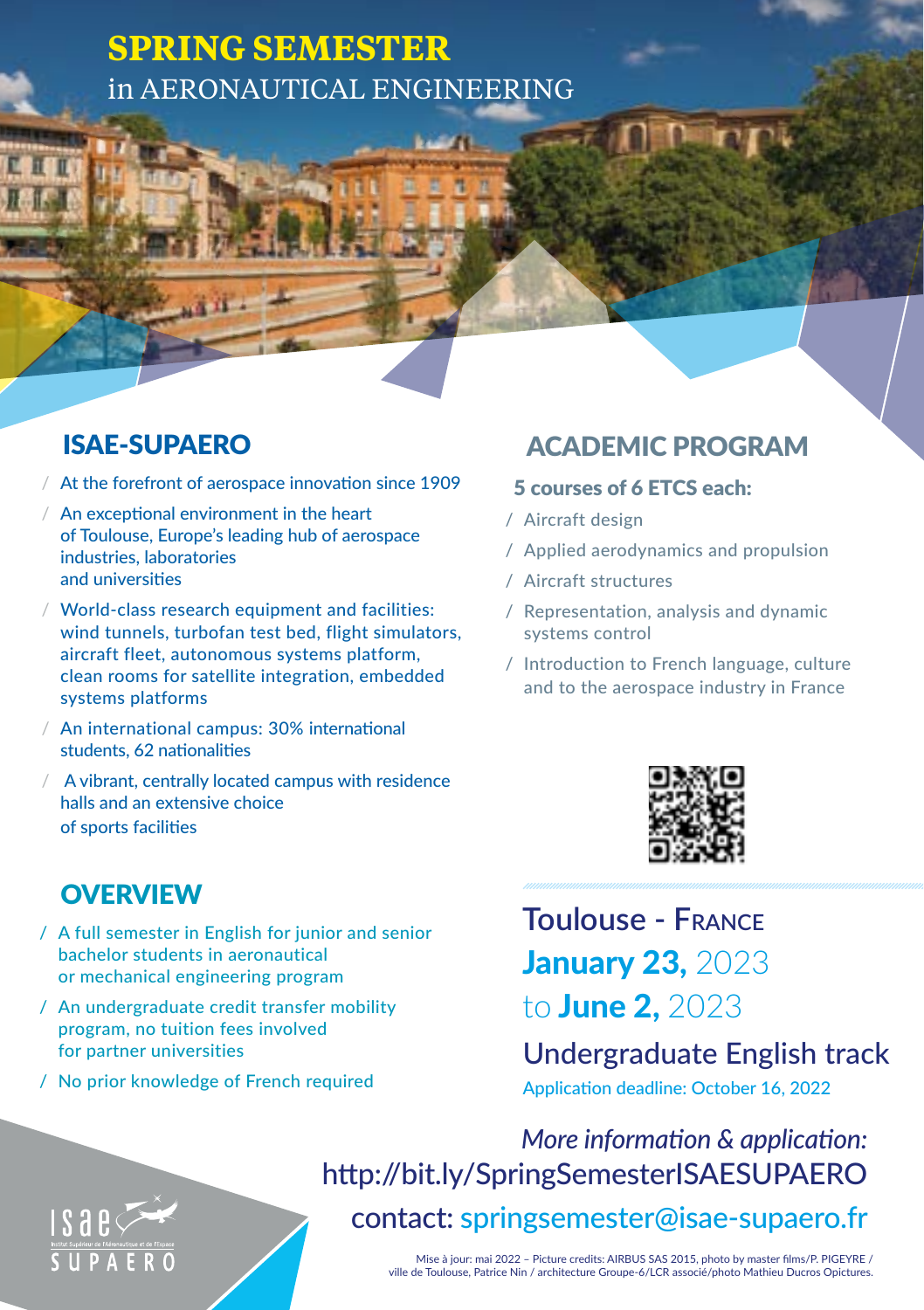# SPRING SEMESTER
in AERONAUTICAL ENGINEERING

## ISAE-SUPAERO

- At the forefront of aerospace innovation since 1909
- An exceptional environment in the heart of Toulouse, Europe's leading hub of aerospace industries, laboratories and universities
- World-class research equipment and facilities: wind tunnels, turbofan test bed, flight simulators, aircraft fleet, autonomous systems platform, clean rooms for satellite integration, embedded systems platforms
- An international campus: 30% international students, 62 nationalities
- A vibrant, centrally located campus with residence halls and an extensive choice of sports facilities

## OVERVIEW

- A full semester in English for junior and senior bachelor students in aeronautical or mechanical engineering program
- An undergraduate credit transfer mobility program, no tuition fees involved for partner universities
- No prior knowledge of French required

## ACADEMIC PROGRAM

**5 courses of 6 ETCS each:**

- Aircraft design
- Applied aerodynamics and propulsion
- Aircraft structures
- Representation, analysis and dynamic systems control
- Introduction to French language, culture and to the aerospace industry in France

**Toulouse - France**

**January 23,** 2023
to **June 2,** 2023

**Undergraduate English track**

Application deadline: October 16, 2022

*More information & application:*
http://bit.ly/SpringSemesterISAESUPAERO

contact: springsemester@isae-supaero.fr

ISAE SUPAERO
Institut Supérieur de l'Aéronautique et de l'Espace

Mise à jour: mai 2022 – Picture credits: AIRBUS SAS 2015, photo by master films/P. PIGEYRE / ville de Toulouse, Patrice Nin / architecture Groupe-6/LCR associé/photo Mathieu Ducros Opictures.